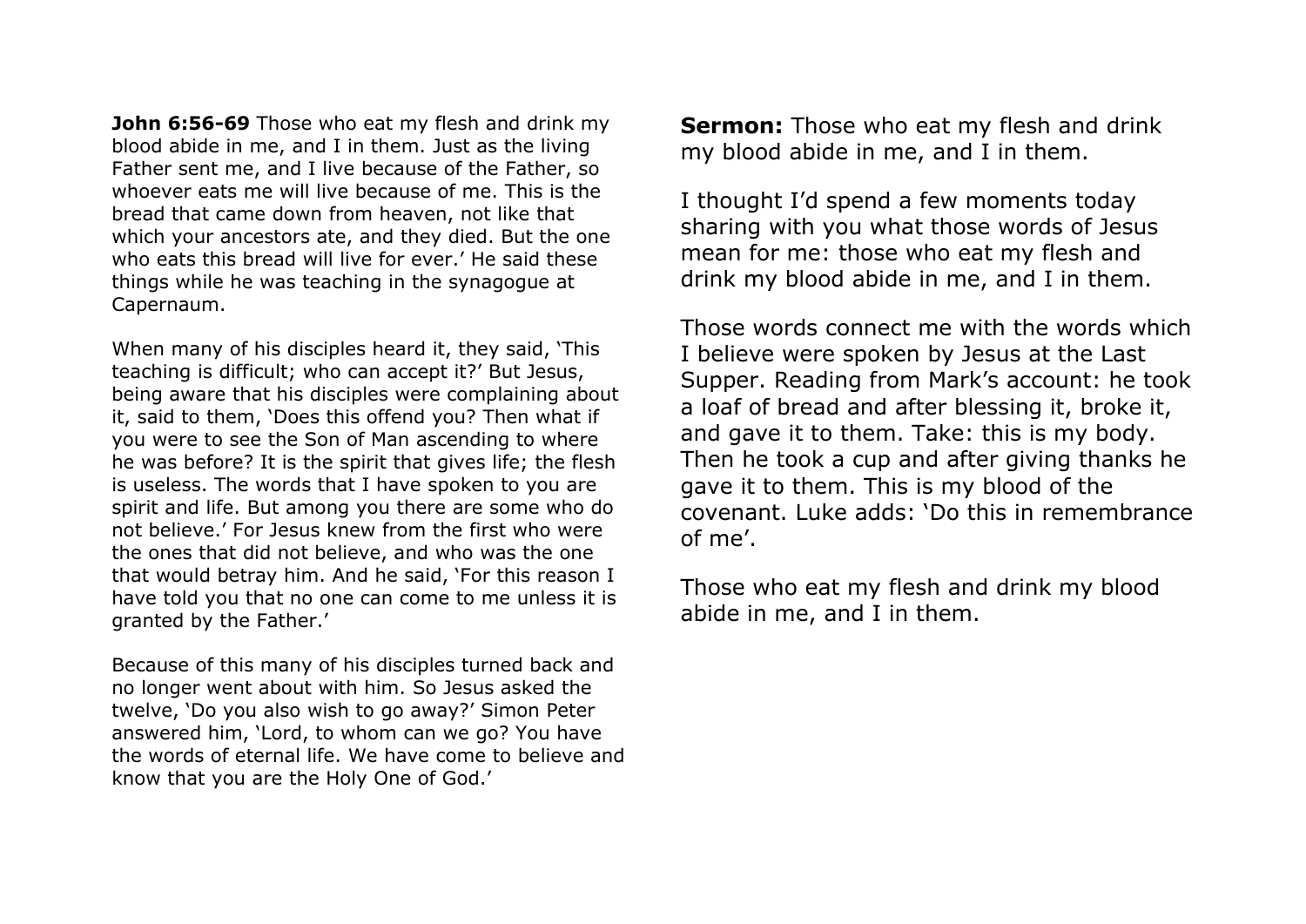**John 6:56-69** Those who eat my flesh and drink my blood abide in me, and I in them. Just as the living Father sent me, and I live because of the Father, so whoever eats me will live because of me. This is the bread that came down from heaven, not like that which your ancestors ate, and they died. But the one who eats this bread will live for ever.' He said these things while he was teaching in the synagogue at Capernaum.

When many of his disciples heard it, they said, 'This teaching is difficult; who can accept it?' But Jesus, being aware that his disciples were complaining about it, said to them, 'Does this offend you? Then what if you were to see the Son of Man ascending to where he was before? It is the spirit that gives life; the flesh is useless. The words that I have spoken to you are spirit and life. But among you there are some who do not believe.' For Jesus knew from the first who were the ones that did not believe, and who was the one that would betray him. And he said, 'For this reason I have told you that no one can come to me unless it is granted by the Father.'

Because of this many of his disciples turned back and no longer went about with him. So Jesus asked the twelve, 'Do you also wish to go away?' Simon Peter answered him, 'Lord, to whom can we go? You have the words of eternal life. We have come to believe and know that you are the Holy One of God.'

**Sermon:** Those who eat my flesh and drink my blood abide in me, and I in them.

I thought I'd spend a few moments today sharing with you what those words of Jesus mean for me: those who eat my flesh and drink my blood abide in me, and I in them.

Those words connect me with the words which I believe were spoken by Jesus at the Last Supper. Reading from Mark's account: he took a loaf of bread and after blessing it, broke it, and gave it to them. Take: this is my body. Then he took a cup and after giving thanks he gave it to them. This is my blood of the covenant. Luke adds: 'Do this in remembrance of me'.

Those who eat my flesh and drink my blood abide in me, and I in them.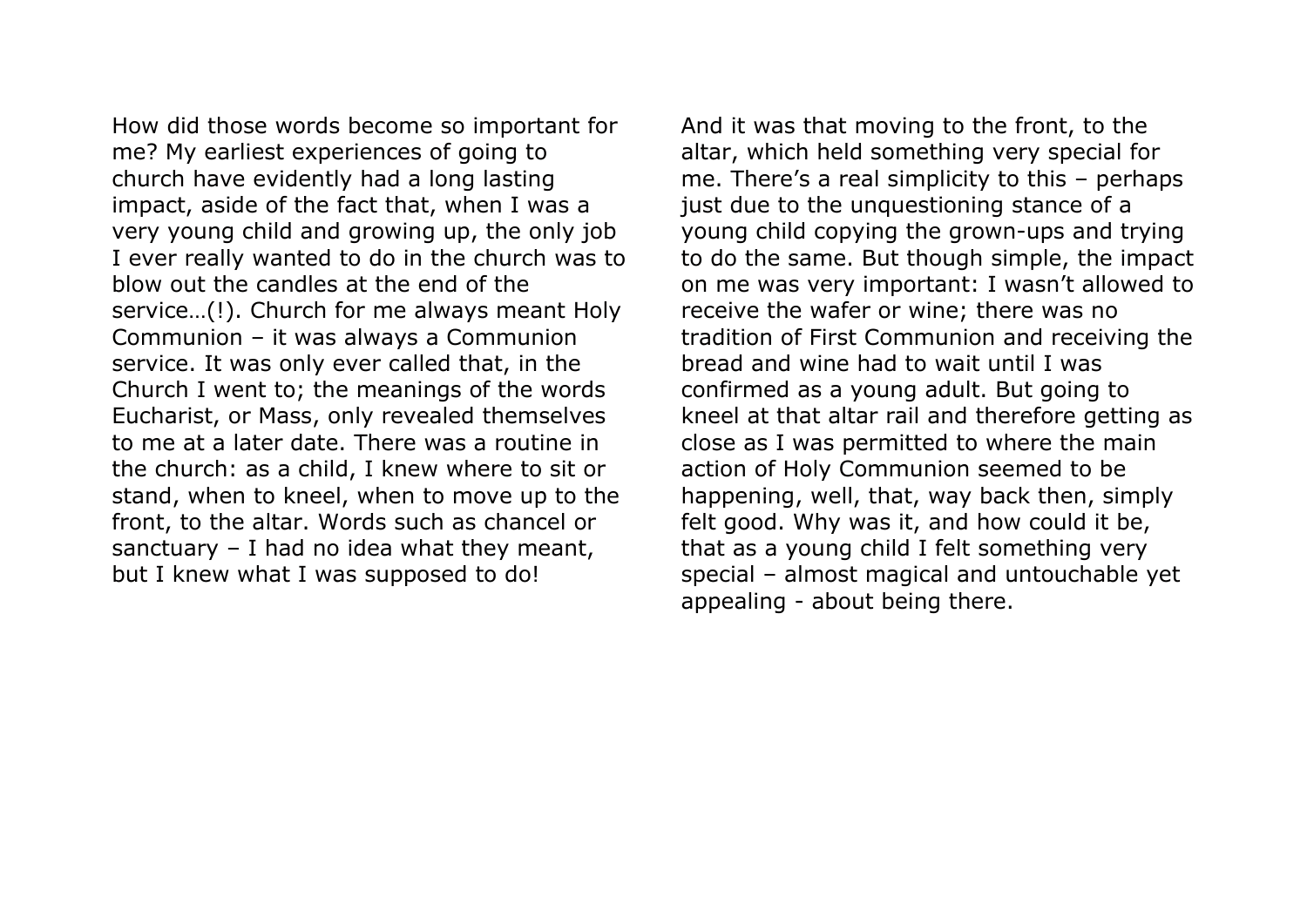How did those words become so important for me? My earliest experiences of going to church have evidently had a long lasting impact, aside of the fact that, when I was a very young child and growing up, the only job I ever really wanted to do in the church was to blow out the candles at the end of the service…(!). Church for me always meant Holy Communion – it was always a Communion service. It was only ever called that, in the Church I went to; the meanings of the words Eucharist, or Mass, only revealed themselves to me at a later date. There was a routine in the church: as a child, I knew where to sit or stand, when to kneel, when to move up to the front, to the altar. Words such as chancel or sanctuary – I had no idea what they meant, but I knew what I was supposed to do!

And it was that moving to the front, to the altar, which held something very special for me. There's a real simplicity to this – perhaps just due to the unquestioning stance of a young child copying the grown-ups and trying to do the same. But though simple, the impact on me was very important: I wasn't allowed to receive the wafer or wine; there was no tradition of First Communion and receiving the bread and wine had to wait until I was confirmed as a young adult. But going to kneel at that altar rail and therefore getting as close as I was permitted to where the main action of Holy Communion seemed to be happening, well, that, way back then, simply felt good. Why was it, and how could it be, that as a young child I felt something very special – almost magical and untouchable yet appealing - about being there.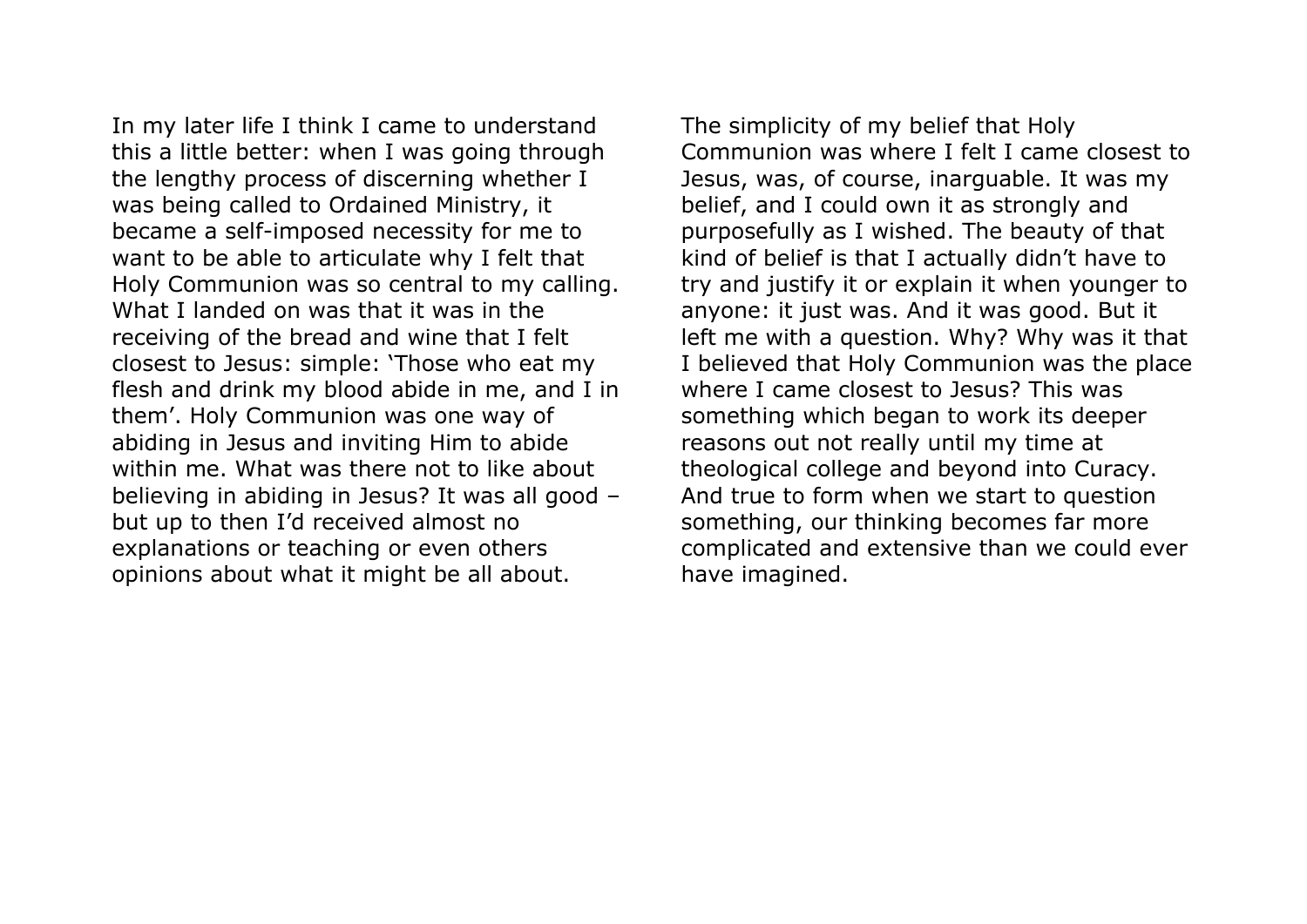In my later life I think I came to understand this a little better: when I was going through the lengthy process of discerning whether I was being called to Ordained Ministry, it became a self-imposed necessity for me to want to be able to articulate why I felt that Holy Communion was so central to my calling. What I landed on was that it was in the receiving of the bread and wine that I felt closest to Jesus: simple: 'Those who eat my flesh and drink my blood abide in me, and I in them'. Holy Communion was one way of abiding in Jesus and inviting Him to abide within me. What was there not to like about believing in abiding in Jesus? It was all good – but up to then I'd received almost no explanations or teaching or even others opinions about what it might be all about.

The simplicity of my belief that Holy Communion was where I felt I came closest to Jesus, was, of course, inarguable. It was my belief, and I could own it as strongly and purposefully as I wished. The beauty of that kind of belief is that I actually didn't have to try and justify it or explain it when younger to anyone: it just was. And it was good. But it left me with a question. Why? Why was it that I believed that Holy Communion was the place where I came closest to Jesus? This was something which began to work its deeper reasons out not really until my time at theological college and beyond into Curacy. And true to form when we start to question something, our thinking becomes far more complicated and extensive than we could ever have imagined.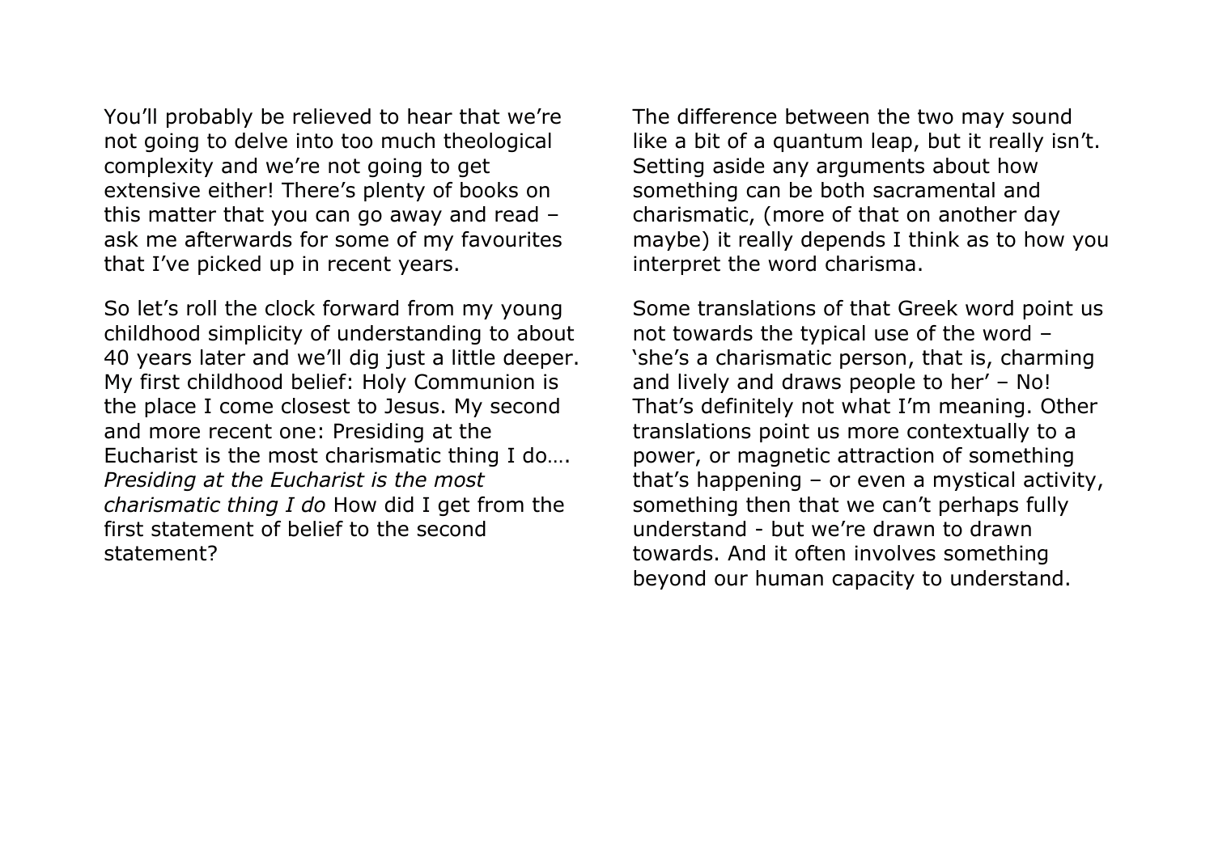You'll probably be relieved to hear that we're not going to delve into too much theological complexity and we're not going to get extensive either! There's plenty of books on this matter that you can go away and read – ask me afterwards for some of my favourites that I've picked up in recent years.

So let's roll the clock forward from my young childhood simplicity of understanding to about 40 years later and we'll dig just a little deeper. My first childhood belief: Holy Communion is the place I come closest to Jesus. My second and more recent one: Presiding at the Eucharist is the most charismatic thing I do…. *Presiding at the Eucharist is the most charismatic thing I do* How did I get from the first statement of belief to the second statement?

The difference between the two may sound like a bit of a quantum leap, but it really isn't. Setting aside any arguments about how something can be both sacramental and charismatic, (more of that on another day maybe) it really depends I think as to how you interpret the word charisma.

Some translations of that Greek word point us not towards the typical use of the word – 'she's a charismatic person, that is, charming and lively and draws people to her' – No! That's definitely not what I'm meaning. Other translations point us more contextually to a power, or magnetic attraction of something that's happening – or even a mystical activity, something then that we can't perhaps fully understand - but we're drawn to drawn towards. And it often involves something beyond our human capacity to understand.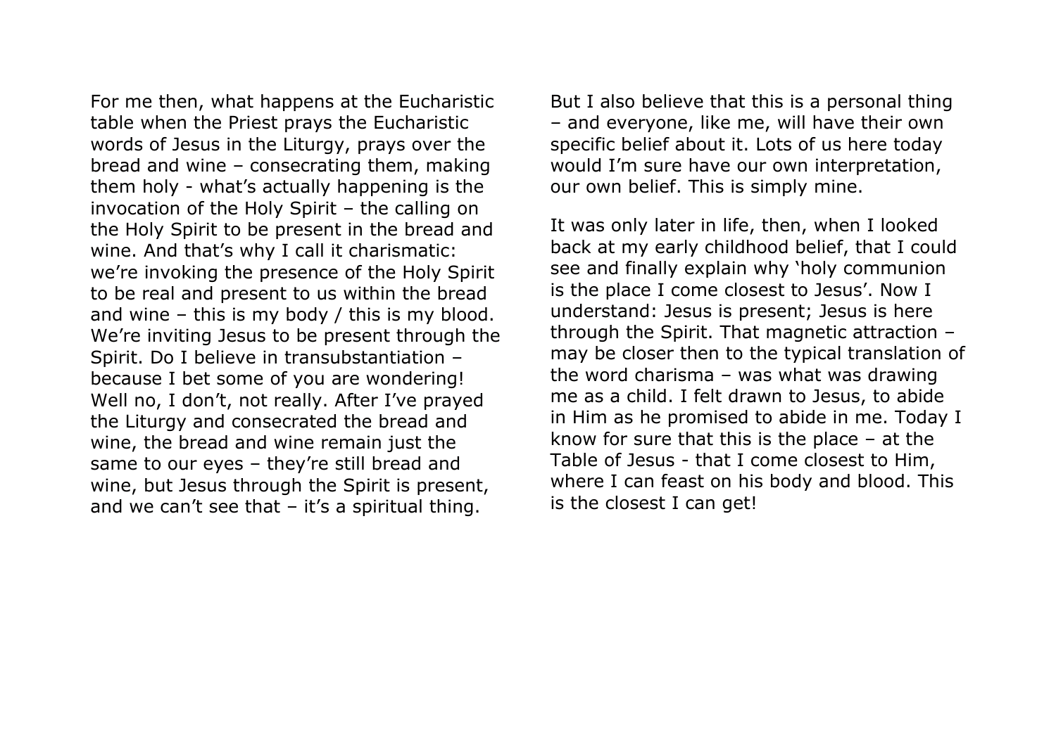For me then, what happens at the Eucharistic table when the Priest prays the Eucharistic words of Jesus in the Liturgy, prays over the bread and wine – consecrating them, making them holy - what's actually happening is the invocation of the Holy Spirit – the calling on the Holy Spirit to be present in the bread and wine. And that's why I call it charismatic: we're invoking the presence of the Holy Spirit to be real and present to us within the bread and wine – this is my body / this is my blood. We're inviting Jesus to be present through the Spirit. Do I believe in transubstantiation – because I bet some of you are wondering! Well no, I don't, not really. After I've prayed the Liturgy and consecrated the bread and wine, the bread and wine remain just the same to our eyes – they're still bread and wine, but Jesus through the Spirit is present, and we can't see that – it's a spiritual thing.

But I also believe that this is a personal thing – and everyone, like me, will have their own specific belief about it. Lots of us here today would I'm sure have our own interpretation, our own belief. This is simply mine.

It was only later in life, then, when I looked back at my early childhood belief, that I could see and finally explain why 'holy communion is the place I come closest to Jesus'. Now I understand: Jesus is present; Jesus is here through the Spirit. That magnetic attraction – may be closer then to the typical translation of the word charisma – was what was drawing me as a child. I felt drawn to Jesus, to abide in Him as he promised to abide in me. Today I know for sure that this is the place – at the Table of Jesus - that I come closest to Him, where I can feast on his body and blood. This is the closest I can get!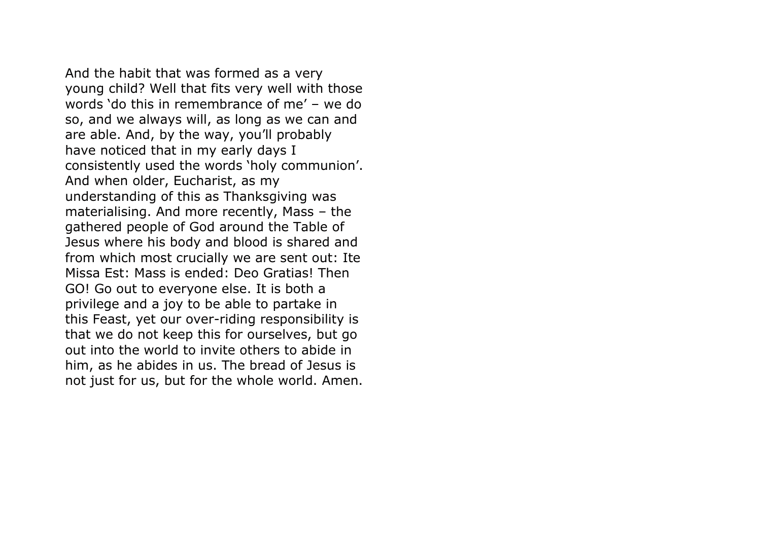And the habit that was formed as a very young child? Well that fits very well with those words 'do this in remembrance of me' – we do so, and we always will, as long as we can and are able. And, by the way, you'll probably have noticed that in my early days I consistently used the words 'holy communion'. And when older, Eucharist, as my understanding of this as Thanksgiving was materialising. And more recently, Mass – the gathered people of God around the Table of Jesus where his body and blood is shared and from which most crucially we are sent out: Ite Missa Est: Mass is ended: Deo Gratias! Then GO! Go out to everyone else. It is both a privilege and a joy to be able to partake in this Feast, yet our over-riding responsibility is that we do not keep this for ourselves, but go out into the world to invite others to abide in him, as he abides in us. The bread of Jesus is not just for us, but for the whole world. Amen.